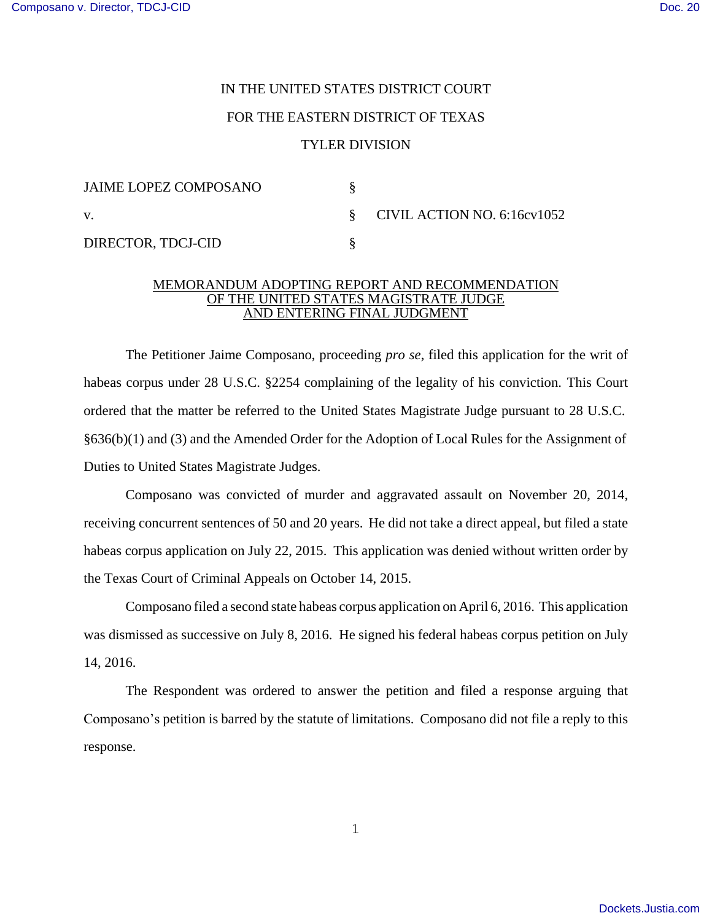IN THE UNITED STATES DISTRICT COURT

FOR THE EASTERN DISTRICT OF TEXAS

TYLER DIVISION

| | | |
|---|---|---|
| JAIME LOPEZ COMPOSANO | § | |
| v. | § | CIVIL ACTION NO. 6:16cv1052 |
| DIRECTOR, TDCJ-CID | § | |

MEMORANDUM ADOPTING REPORT AND RECOMMENDATION OF THE UNITED STATES MAGISTRATE JUDGE AND ENTERING FINAL JUDGMENT

The Petitioner Jaime Composano, proceeding *pro se*, filed this application for the writ of habeas corpus under 28 U.S.C. §2254 complaining of the legality of his conviction. This Court ordered that the matter be referred to the United States Magistrate Judge pursuant to 28 U.S.C. §636(b)(1) and (3) and the Amended Order for the Adoption of Local Rules for the Assignment of Duties to United States Magistrate Judges.

Composano was convicted of murder and aggravated assault on November 20, 2014, receiving concurrent sentences of 50 and 20 years. He did not take a direct appeal, but filed a state habeas corpus application on July 22, 2015. This application was denied without written order by the Texas Court of Criminal Appeals on October 14, 2015.

Composano filed a second state habeas corpus application on April 6, 2016. This application was dismissed as successive on July 8, 2016. He signed his federal habeas corpus petition on July 14, 2016.

The Respondent was ordered to answer the petition and filed a response arguing that Composano's petition is barred by the statute of limitations. Composano did not file a reply to this response.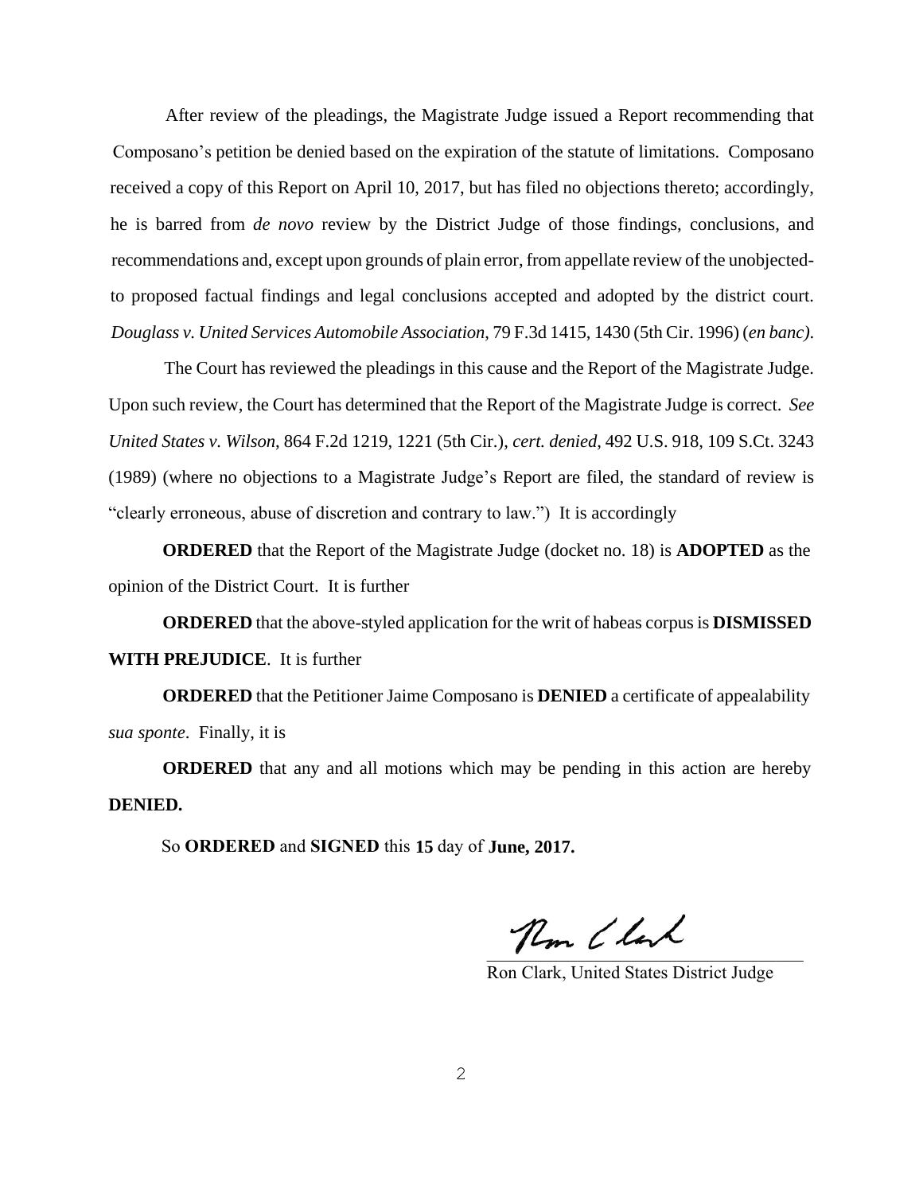After review of the pleadings, the Magistrate Judge issued a Report recommending that Composano's petition be denied based on the expiration of the statute of limitations. Composano received a copy of this Report on April 10, 2017, but has filed no objections thereto; accordingly, he is barred from *de novo* review by the District Judge of those findings, conclusions, and recommendations and, except upon grounds of plain error, from appellate review of the unobjected-to proposed factual findings and legal conclusions accepted and adopted by the district court. *Douglass v. United Services Automobile Association*, 79 F.3d 1415, 1430 (5th Cir. 1996) (*en banc)*.

The Court has reviewed the pleadings in this cause and the Report of the Magistrate Judge. Upon such review, the Court has determined that the Report of the Magistrate Judge is correct. *See United States v. Wilson*, 864 F.2d 1219, 1221 (5th Cir.), *cert. denied*, 492 U.S. 918, 109 S.Ct. 3243 (1989) (where no objections to a Magistrate Judge's Report are filed, the standard of review is "clearly erroneous, abuse of discretion and contrary to law.") It is accordingly

**ORDERED** that the Report of the Magistrate Judge (docket no. 18) is **ADOPTED** as the opinion of the District Court. It is further

**ORDERED** that the above-styled application for the writ of habeas corpus is **DISMISSED WITH PREJUDICE**. It is further

**ORDERED** that the Petitioner Jaime Composano is **DENIED** a certificate of appealability *sua sponte*. Finally, it is

**ORDERED** that any and all motions which may be pending in this action are hereby **DENIED.**

So **ORDERED** and **SIGNED** this **15** day of **June, 2017.**

Ron Clark, United States District Judge